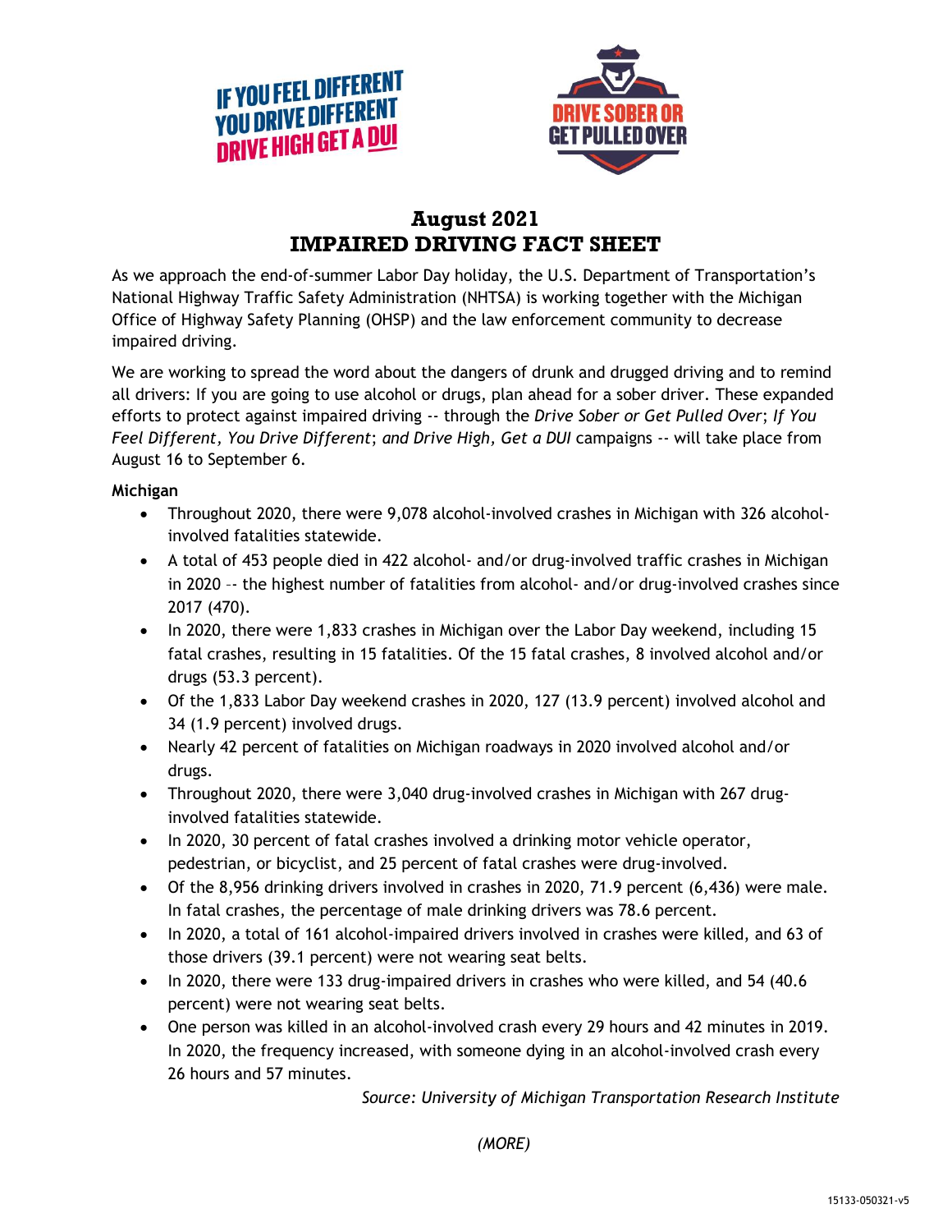IF YOU FEEL DIFFERENT YOU DRIVE DIFFERENT DRIVE HIGH GET A DUI

DRIVE SOBER OR GET PULLED OVER

# August 2021
# IMPAIRED DRIVING FACT SHEET

As we approach the end-of-summer Labor Day holiday, the U.S. Department of Transportation's National Highway Traffic Safety Administration (NHTSA) is working together with the Michigan Office of Highway Safety Planning (OHSP) and the law enforcement community to decrease impaired driving.

We are working to spread the word about the dangers of drunk and drugged driving and to remind all drivers: If you are going to use alcohol or drugs, plan ahead for a sober driver. These expanded efforts to protect against impaired driving -- through the *Drive Sober or Get Pulled Over*; *If You Feel Different, You Drive Different*; *and Drive High, Get a DUI* campaigns -- will take place from August 16 to September 6.

**Michigan**

- Throughout 2020, there were 9,078 alcohol-involved crashes in Michigan with 326 alcohol-involved fatalities statewide.
- A total of 453 people died in 422 alcohol- and/or drug-involved traffic crashes in Michigan in 2020 -- the highest number of fatalities from alcohol- and/or drug-involved crashes since 2017 (470).
- In 2020, there were 1,833 crashes in Michigan over the Labor Day weekend, including 15 fatal crashes, resulting in 15 fatalities. Of the 15 fatal crashes, 8 involved alcohol and/or drugs (53.3 percent).
- Of the 1,833 Labor Day weekend crashes in 2020, 127 (13.9 percent) involved alcohol and 34 (1.9 percent) involved drugs.
- Nearly 42 percent of fatalities on Michigan roadways in 2020 involved alcohol and/or drugs.
- Throughout 2020, there were 3,040 drug-involved crashes in Michigan with 267 drug-involved fatalities statewide.
- In 2020, 30 percent of fatal crashes involved a drinking motor vehicle operator, pedestrian, or bicyclist, and 25 percent of fatal crashes were drug-involved.
- Of the 8,956 drinking drivers involved in crashes in 2020, 71.9 percent (6,436) were male. In fatal crashes, the percentage of male drinking drivers was 78.6 percent.
- In 2020, a total of 161 alcohol-impaired drivers involved in crashes were killed, and 63 of those drivers (39.1 percent) were not wearing seat belts.
- In 2020, there were 133 drug-impaired drivers in crashes who were killed, and 54 (40.6 percent) were not wearing seat belts.
- One person was killed in an alcohol-involved crash every 29 hours and 42 minutes in 2019. In 2020, the frequency increased, with someone dying in an alcohol-involved crash every 26 hours and 57 minutes.

*Source: University of Michigan Transportation Research Institute*

*(MORE)*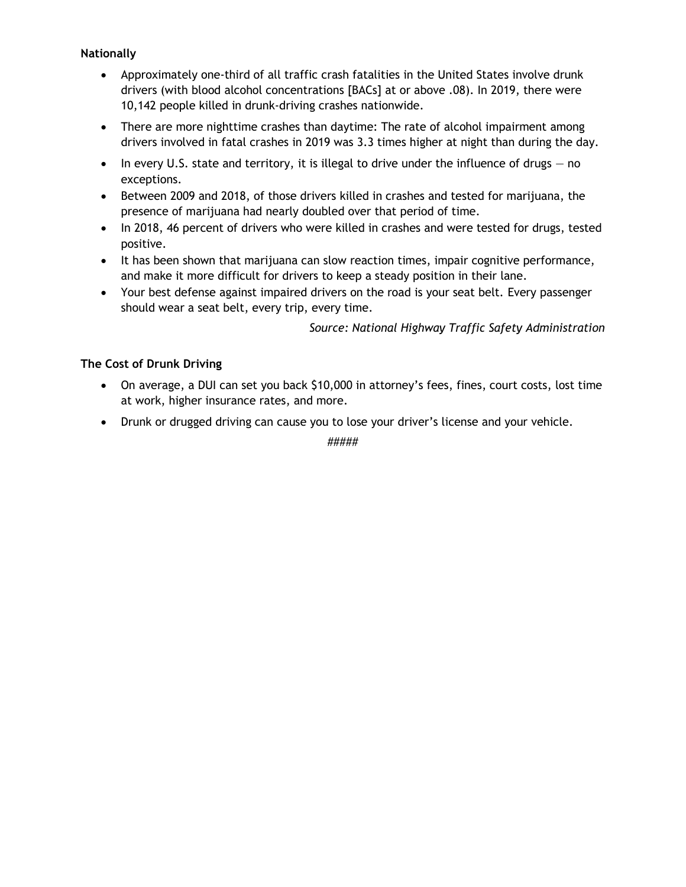**Nationally**

- Approximately one-third of all traffic crash fatalities in the United States involve drunk drivers (with blood alcohol concentrations [BACs] at or above .08). In 2019, there were 10,142 people killed in drunk-driving crashes nationwide.
- There are more nighttime crashes than daytime: The rate of alcohol impairment among drivers involved in fatal crashes in 2019 was 3.3 times higher at night than during the day.
- In every U.S. state and territory, it is illegal to drive under the influence of drugs — no exceptions.
- Between 2009 and 2018, of those drivers killed in crashes and tested for marijuana, the presence of marijuana had nearly doubled over that period of time.
- In 2018, 46 percent of drivers who were killed in crashes and were tested for drugs, tested positive.
- It has been shown that marijuana can slow reaction times, impair cognitive performance, and make it more difficult for drivers to keep a steady position in their lane.
- Your best defense against impaired drivers on the road is your seat belt. Every passenger should wear a seat belt, every trip, every time.

*Source: National Highway Traffic Safety Administration*

**The Cost of Drunk Driving**

- On average, a DUI can set you back $10,000 in attorney's fees, fines, court costs, lost time at work, higher insurance rates, and more.
- Drunk or drugged driving can cause you to lose your driver's license and your vehicle.

#####